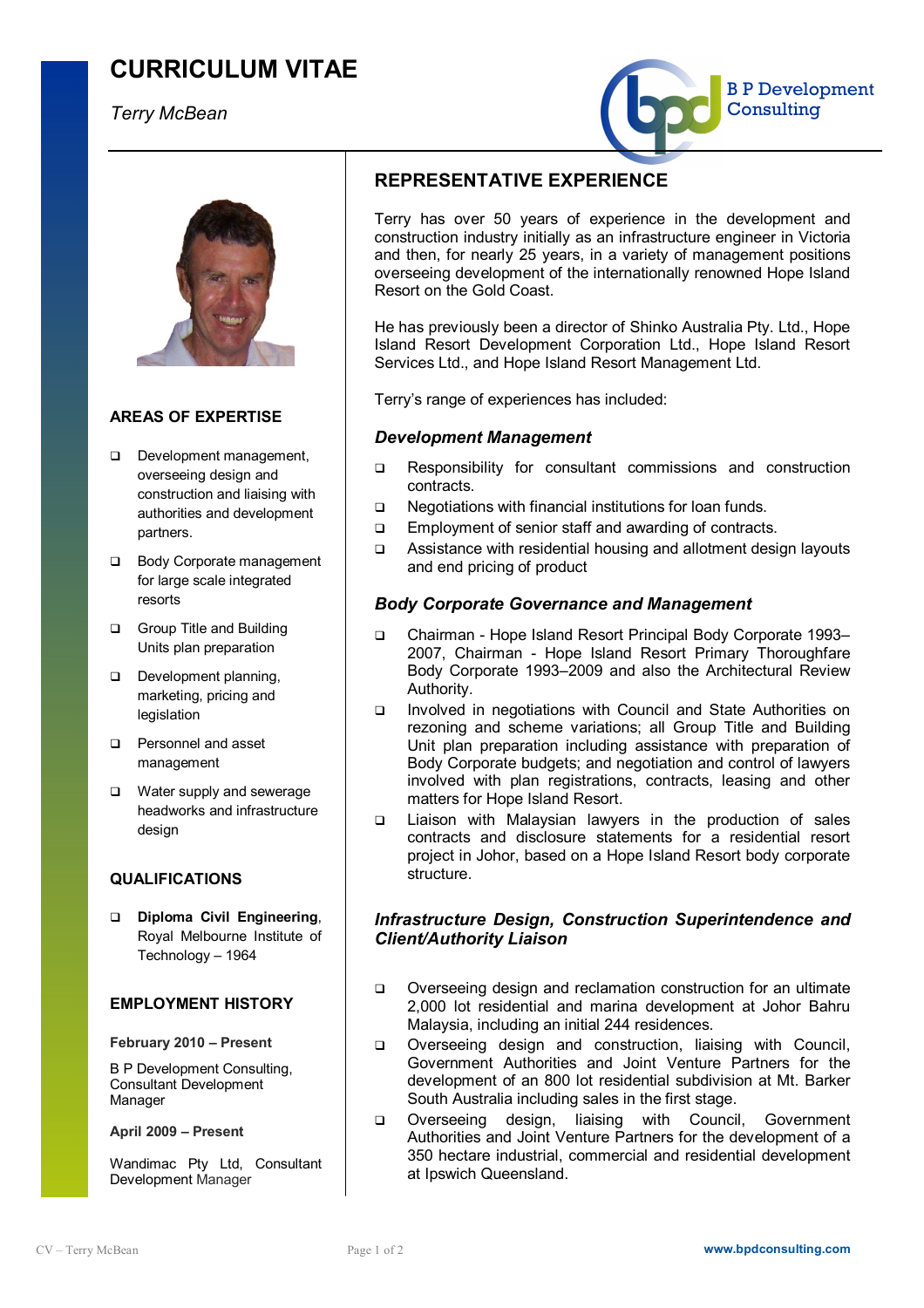# CURRICULUM VITAE

*Terry McBean*

B P Development Consulting

## AREAS OF EXPERTISE

- Development management, overseeing design and construction and liaising with authorities and development partners.
- Body Corporate management for large scale integrated resorts
- Group Title and Building Units plan preparation
- Development planning, marketing, pricing and legislation
- Personnel and asset management
- Water supply and sewerage headworks and infrastructure design

## QUALIFICATIONS

- **Diploma Civil Engineering**, Royal Melbourne Institute of Technology – 1964

## EMPLOYMENT HISTORY

**February 2010 – Present**

B P Development Consulting, Consultant Development Manager

**April 2009 – Present**

Wandimac Pty Ltd, Consultant Development Manager

## REPRESENTATIVE EXPERIENCE

Terry has over 50 years of experience in the development and construction industry initially as an infrastructure engineer in Victoria and then, for nearly 25 years, in a variety of management positions overseeing development of the internationally renowned Hope Island Resort on the Gold Coast.

He has previously been a director of Shinko Australia Pty. Ltd., Hope Island Resort Development Corporation Ltd., Hope Island Resort Services Ltd., and Hope Island Resort Management Ltd.

Terry's range of experiences has included:

### *Development Management*

- Responsibility for consultant commissions and construction contracts.
- Negotiations with financial institutions for loan funds.
- Employment of senior staff and awarding of contracts.
- Assistance with residential housing and allotment design layouts and end pricing of product

### *Body Corporate Governance and Management*

- Chairman - Hope Island Resort Principal Body Corporate 1993–2007, Chairman - Hope Island Resort Primary Thoroughfare Body Corporate 1993–2009 and also the Architectural Review Authority.
- Involved in negotiations with Council and State Authorities on rezoning and scheme variations; all Group Title and Building Unit plan preparation including assistance with preparation of Body Corporate budgets; and negotiation and control of lawyers involved with plan registrations, contracts, leasing and other matters for Hope Island Resort.
- Liaison with Malaysian lawyers in the production of sales contracts and disclosure statements for a residential resort project in Johor, based on a Hope Island Resort body corporate structure.

### *Infrastructure Design, Construction Superintendence and Client/Authority Liaison*

- Overseeing design and reclamation construction for an ultimate 2,000 lot residential and marina development at Johor Bahru Malaysia, including an initial 244 residences.
- Overseeing design and construction, liaising with Council, Government Authorities and Joint Venture Partners for the development of an 800 lot residential subdivision at Mt. Barker South Australia including sales in the first stage.
- Overseeing design, liaising with Council, Government Authorities and Joint Venture Partners for the development of a 350 hectare industrial, commercial and residential development at Ipswich Queensland.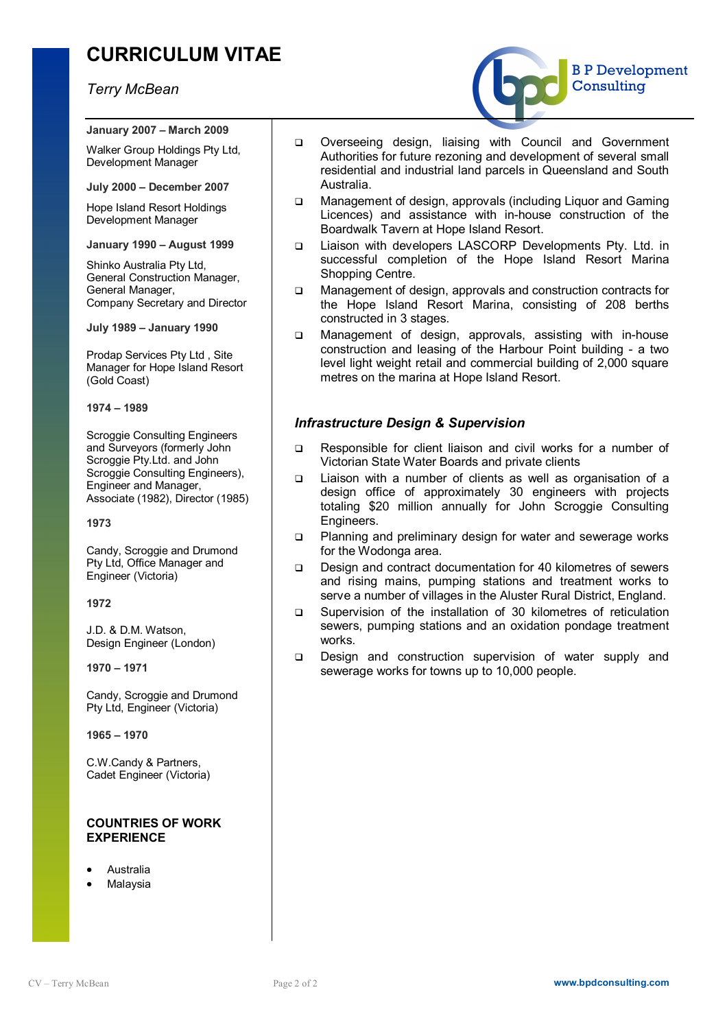# CURRICULUM VITAE

*Terry McBean*

B P Development Consulting

**January 2007 – March 2009**

Walker Group Holdings Pty Ltd, Development Manager

**July 2000 – December 2007**

Hope Island Resort Holdings Development Manager

**January 1990 – August 1999**

Shinko Australia Pty Ltd, General Construction Manager, General Manager, Company Secretary and Director

**July 1989 – January 1990**

Prodap Services Pty Ltd , Site Manager for Hope Island Resort (Gold Coast)

**1974 – 1989**

Scroggie Consulting Engineers and Surveyors (formerly John Scroggie Pty.Ltd. and John Scroggie Consulting Engineers), Engineer and Manager, Associate (1982), Director (1985)

**1973**

Candy, Scroggie and Drumond Pty Ltd, Office Manager and Engineer (Victoria)

**1972**

J.D. & D.M. Watson, Design Engineer (London)

**1970 – 1971**

Candy, Scroggie and Drumond Pty Ltd, Engineer (Victoria)

**1965 – 1970**

C.W.Candy & Partners, Cadet Engineer (Victoria)

**COUNTRIES OF WORK EXPERIENCE**

- Australia
- Malaysia

---

- Overseeing design, liaising with Council and Government Authorities for future rezoning and development of several small residential and industrial land parcels in Queensland and South Australia.
- Management of design, approvals (including Liquor and Gaming Licences) and assistance with in-house construction of the Boardwalk Tavern at Hope Island Resort.
- Liaison with developers LASCORP Developments Pty. Ltd. in successful completion of the Hope Island Resort Marina Shopping Centre.
- Management of design, approvals and construction contracts for the Hope Island Resort Marina, consisting of 208 berths constructed in 3 stages.
- Management of design, approvals, assisting with in-house construction and leasing of the Harbour Point building - a two level light weight retail and commercial building of 2,000 square metres on the marina at Hope Island Resort.

### *Infrastructure Design & Supervision*

- Responsible for client liaison and civil works for a number of Victorian State Water Boards and private clients
- Liaison with a number of clients as well as organisation of a design office of approximately 30 engineers with projects totaling $20 million annually for John Scroggie Consulting Engineers.
- Planning and preliminary design for water and sewerage works for the Wodonga area.
- Design and contract documentation for 40 kilometres of sewers and rising mains, pumping stations and treatment works to serve a number of villages in the Aluster Rural District, England.
- Supervision of the installation of 30 kilometres of reticulation sewers, pumping stations and an oxidation pondage treatment works.
- Design and construction supervision of water supply and sewerage works for towns up to 10,000 people.

www.bpdconsulting.com